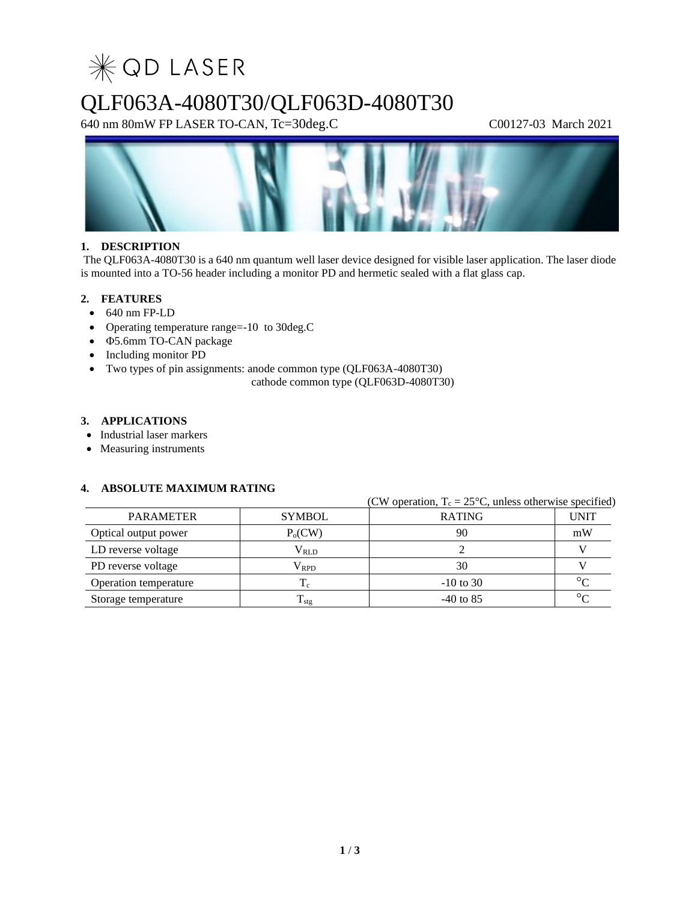# QD LASER

# QLF063A-4080T30/QLF063D-4080T30

640 nm 80mW FP LASER TO-CAN, Tc=30deg.C C00127-03 March 2021

## 1. DESCRIPTION

The QLF063A-4080T30 is a 640 nm quantum well laser device designed for visible laser application. The laser diode is mounted into a TO-56 header including a monitor PD and hermetic sealed with a flat glass cap.

## 2. FEATURES

- 640 nm FP-LD
- Operating temperature range=-10 to 30deg.C
- Φ5.6mm TO-CAN package
- Including monitor PD
- Two types of pin assignments: anode common type (QLF063A-4080T30)
  cathode common type (QLF063D-4080T30)

## 3. APPLICATIONS

- Industrial laser markers
- Measuring instruments

## 4. ABSOLUTE MAXIMUM RATING

(CW operation, $T_c$ = 25°C, unless otherwise specified)

| PARAMETER | SYMBOL | RATING | UNIT |
|---|---|---|---|
| Optical output power | $P_o$(CW) | 90 | mW |
| LD reverse voltage | $V_{RLD}$ | 2 | V |
| PD reverse voltage | $V_{RPD}$ | 30 | V |
| Operation temperature | $T_c$ | -10 to 30 | °C |
| Storage temperature | $T_{stg}$ | -40 to 85 | °C |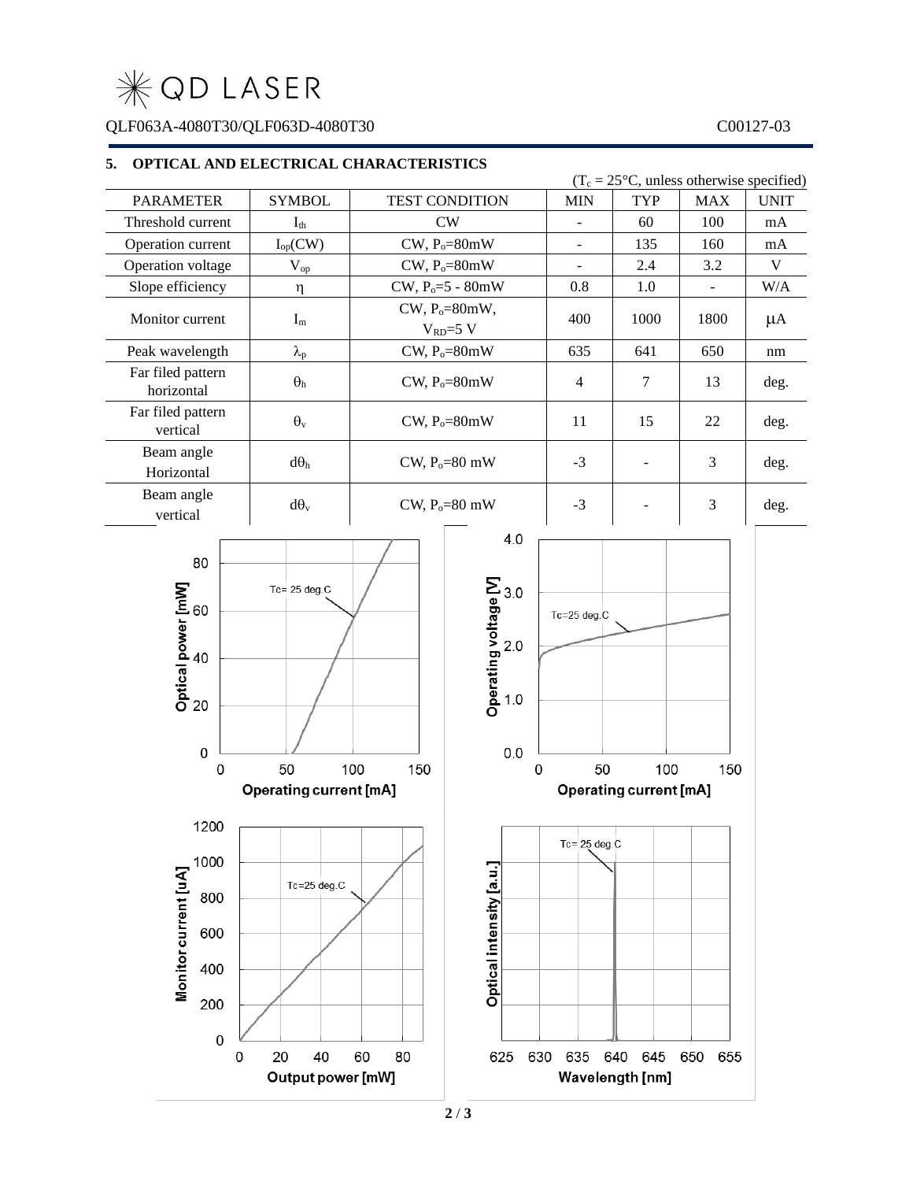## 5. OPTICAL AND ELECTRICAL CHARACTERISTICS

($T_c$ = 25°C, unless otherwise specified)

| PARAMETER | SYMBOL | TEST CONDITION | MIN | TYP | MAX | UNIT |
|---|---|---|---|---|---|---|
| Threshold current | $I_{th}$ | CW | - | 60 | 100 | mA |
| Operation current | $I_{op}$(CW) | CW, $P_o$=80mW | - | 135 | 160 | mA |
| Operation voltage | $V_{op}$ | CW, $P_o$=80mW | - | 2.4 | 3.2 | V |
| Slope efficiency | $\eta$ | CW, $P_o$=5 - 80mW | 0.8 | 1.0 | - | W/A |
| Monitor current | $I_m$ | CW, $P_o$=80mW, $V_{RD}$=5 V | 400 | 1000 | 1800 | μA |
| Peak wavelength | $\lambda_p$ | CW, $P_o$=80mW | 635 | 641 | 650 | nm |
| Far filed pattern horizontal | $\theta_h$ | CW, $P_o$=80mW | 4 | 7 | 13 | deg. |
| Far filed pattern vertical | $\theta_v$ | CW, $P_o$=80mW | 11 | 15 | 22 | deg. |
| Beam angle Horizontal | $d\theta_h$ | CW, $P_o$=80 mW | -3 | - | 3 | deg. |
| Beam angle vertical | $d\theta_v$ | CW, $P_o$=80 mW | -3 | - | 3 | deg. |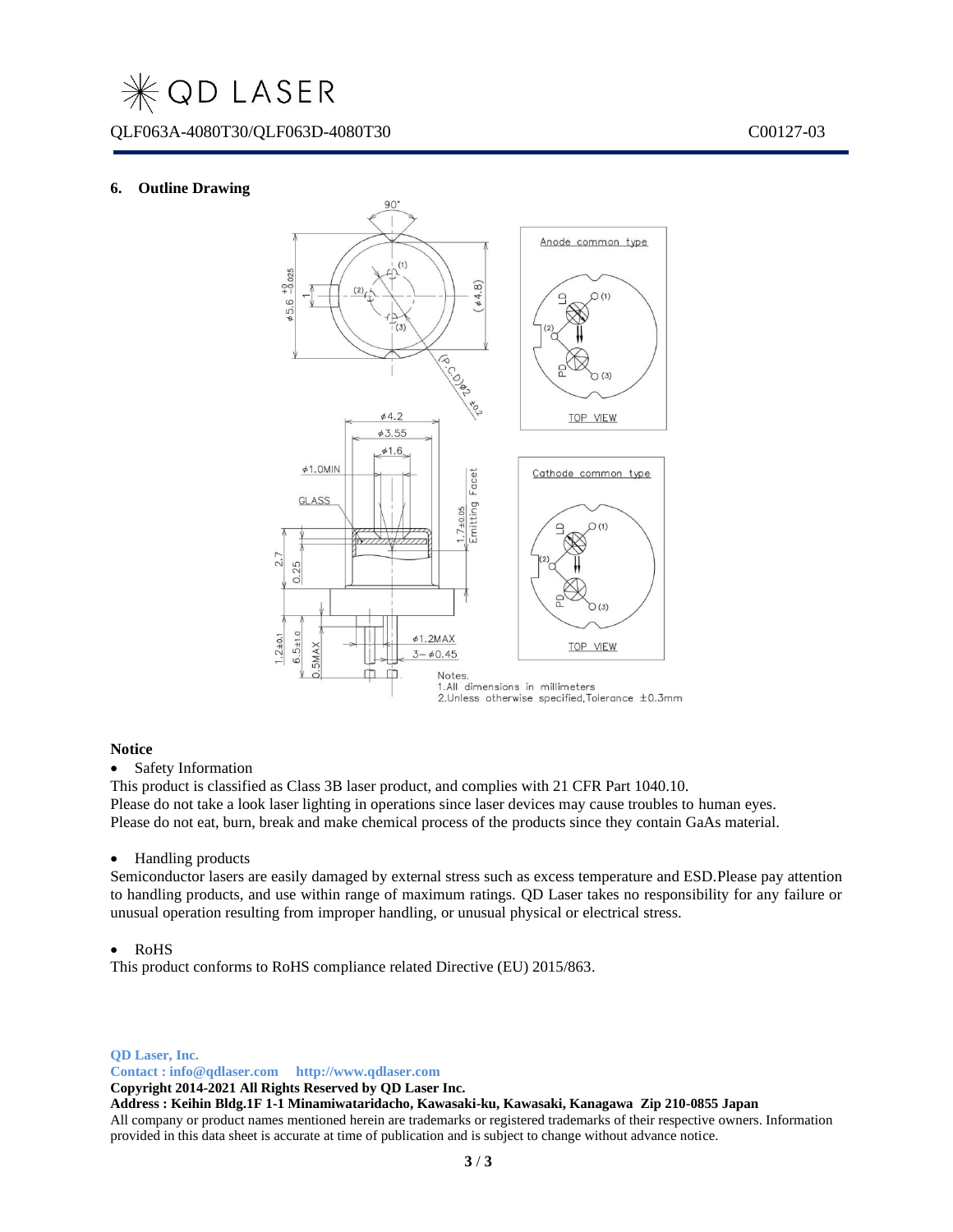## 6. Outline Drawing

90°

(1)

(2)

(3)

$\phi$5.6 $^{+0}_{-0.025}$

1

($\phi$4.8)

(P.C.D)$\phi$2 ±0.2

$\phi$4.2

$\phi$3.55

$\phi$1.6

$\phi$1.0MIN

GLASS

1.7±0.05 Emitting Facet

2.7

0.25

1.2±0.1

6.5±1.0

0.5MAX

$\phi$1.2MAX

3−$\phi$0.45

Anode common type

LD

PD

(1)

(2)

(3)

TOP VIEW

Cathode common type

LD

PD

(1)

(2)

(3)

TOP VIEW

Notes.
1.All dimensions in millimeters
2.Unless otherwise specified,Tolerance ±0.3mm

**Notice**

- Safety Information

This product is classified as Class 3B laser product, and complies with 21 CFR Part 1040.10.
Please do not take a look laser lighting in operations since laser devices may cause troubles to human eyes.
Please do not eat, burn, break and make chemical process of the products since they contain GaAs material.

- Handling products

Semiconductor lasers are easily damaged by external stress such as excess temperature and ESD.Please pay attention to handling products, and use within range of maximum ratings. QD Laser takes no responsibility for any failure or unusual operation resulting from improper handling, or unusual physical or electrical stress.

- RoHS

This product conforms to RoHS compliance related Directive (EU) 2015/863.

**QD Laser, Inc.**
**Contact : info@qdlaser.com http://www.qdlaser.com**
**Copyright 2014-2021 All Rights Reserved by QD Laser Inc.**
**Address : Keihin Bldg.1F 1-1 Minamiwataridacho, Kawasaki-ku, Kawasaki, Kanagawa Zip 210-0855 Japan**
All company or product names mentioned herein are trademarks or registered trademarks of their respective owners. Information provided in this data sheet is accurate at time of publication and is subject to change without advance notice.